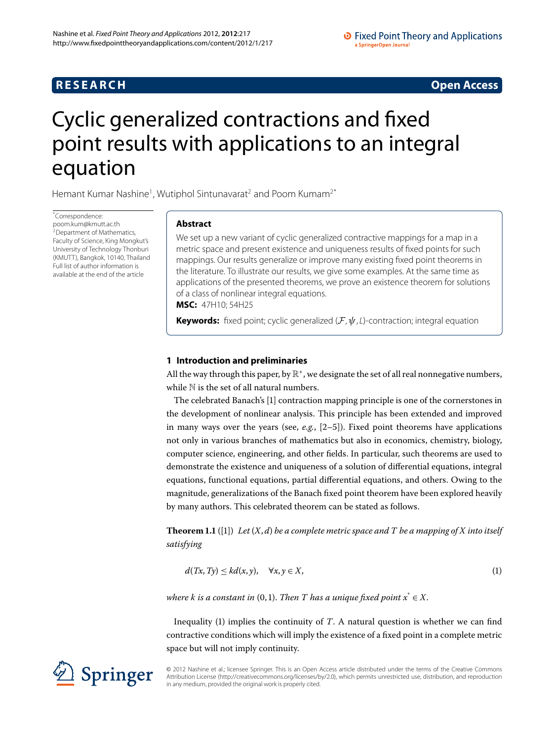**RESEARCH** **Open Access**

# Cyclic generalized contractions and fixed point results with applications to an integral equation

Hemant Kumar Nashine[1], Wutiphol Sintunavarat[2] and Poom Kumam[2*]

*Correspondence: poom.kum@kmutt.ac.th
[2]Department of Mathematics, Faculty of Science, King Mongkut's University of Technology Thonburi (KMUTT), Bangkok, 10140, Thailand
Full list of author information is available at the end of the article

## Abstract

We set up a new variant of cyclic generalized contractive mappings for a map in a metric space and present existence and uniqueness results of fixed points for such mappings. Our results generalize or improve many existing fixed point theorems in the literature. To illustrate our results, we give some examples. At the same time as applications of the presented theorems, we prove an existence theorem for solutions of a class of nonlinear integral equations.

**MSC:** 47H10; 54H25

**Keywords:** fixed point; cyclic generalized $(\mathcal{F}, \psi, L)$-contraction; integral equation

## 1 Introduction and preliminaries

All the way through this paper, by $\mathbb{R}^+$, we designate the set of all real nonnegative numbers, while $\mathbb{N}$ is the set of all natural numbers.

The celebrated Banach's [1] contraction mapping principle is one of the cornerstones in the development of nonlinear analysis. This principle has been extended and improved in many ways over the years (see, *e.g.*, [2–5]). Fixed point theorems have applications not only in various branches of mathematics but also in economics, chemistry, biology, computer science, engineering, and other fields. In particular, such theorems are used to demonstrate the existence and uniqueness of a solution of differential equations, integral equations, functional equations, partial differential equations, and others. Owing to the magnitude, generalizations of the Banach fixed point theorem have been explored heavily by many authors. This celebrated theorem can be stated as follows.

**Theorem 1.1** ([1]) *Let $(X, d)$ be a complete metric space and $T$ be a mapping of $X$ into itself satisfying*

$$d(Tx, Ty) \leq kd(x, y), \quad \forall x, y \in X, \tag{1}$$

*where $k$ is a constant in $(0, 1)$. Then $T$ has a unique fixed point $x^* \in X$.*

Inequality (1) implies the continuity of $T$. A natural question is whether we can find contractive conditions which will imply the existence of a fixed point in a complete metric space but will not imply continuity.

© 2012 Nashine et al.; licensee Springer. This is an Open Access article distributed under the terms of the Creative Commons Attribution License (http://creativecommons.org/licenses/by/2.0), which permits unrestricted use, distribution, and reproduction in any medium, provided the original work is properly cited.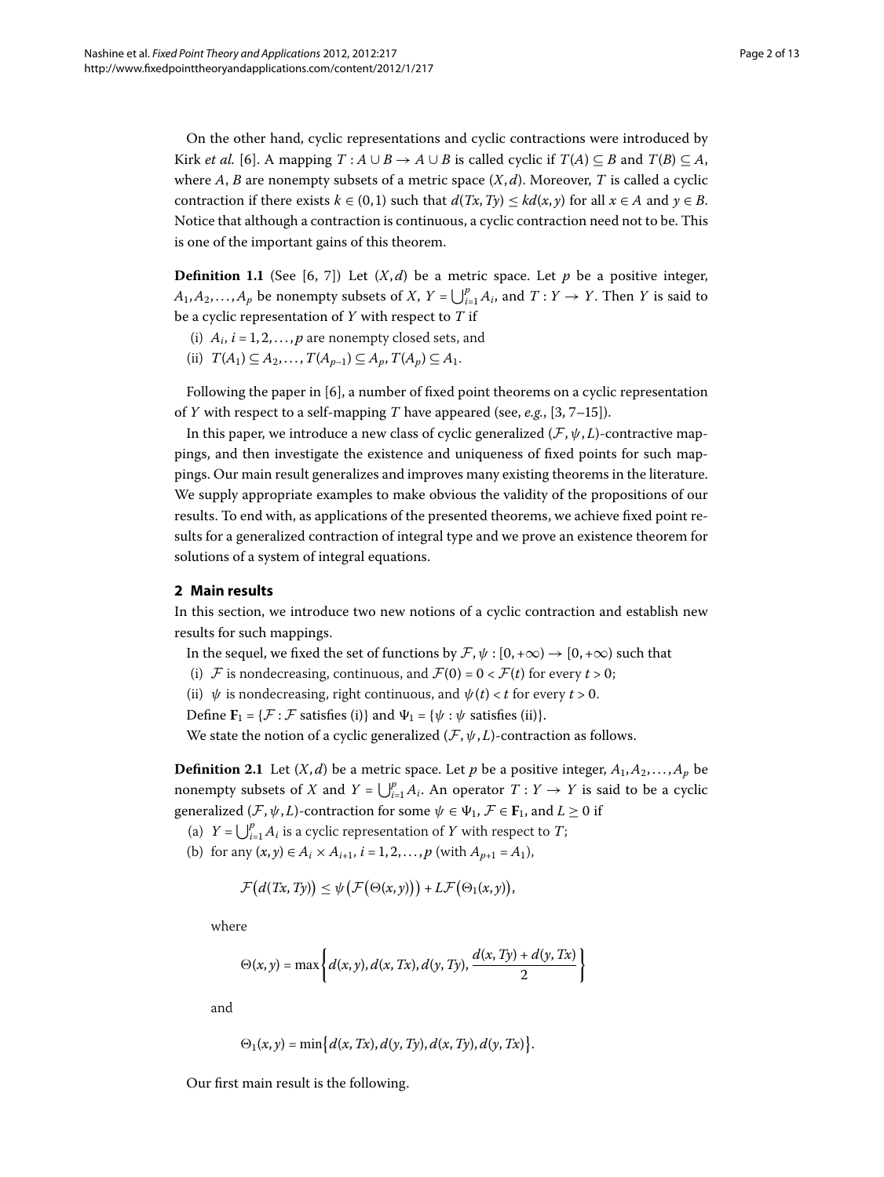On the other hand, cyclic representations and cyclic contractions were introduced by Kirk *et al.* [6]. A mapping $T : A \cup B \to A \cup B$ is called cyclic if $T(A) \subseteq B$ and $T(B) \subseteq A$, where $A$, $B$ are nonempty subsets of a metric space $(X, d)$. Moreover, $T$ is called a cyclic contraction if there exists $k \in (0,1)$ such that $d(Tx, Ty) \leq kd(x,y)$ for all $x \in A$ and $y \in B$. Notice that although a contraction is continuous, a cyclic contraction need not to be. This is one of the important gains of this theorem.

**Definition 1.1** (See [6, 7]) Let $(X, d)$ be a metric space. Let $p$ be a positive integer, $A_1, A_2, \ldots, A_p$ be nonempty subsets of $X$, $Y = \bigcup_{i=1}^{p} A_i$, and $T : Y \to Y$. Then $Y$ is said to be a cyclic representation of $Y$ with respect to $T$ if

(i) $A_i$, $i = 1, 2, \ldots, p$ are nonempty closed sets, and

(ii) $T(A_1) \subseteq A_2, \ldots, T(A_{p-1}) \subseteq A_p, T(A_p) \subseteq A_1$.

Following the paper in [6], a number of fixed point theorems on a cyclic representation of $Y$ with respect to a self-mapping $T$ have appeared (see, *e.g.*, [3, 7–15]).

In this paper, we introduce a new class of cyclic generalized $(\mathcal{F}, \psi, L)$-contractive mappings, and then investigate the existence and uniqueness of fixed points for such mappings. Our main result generalizes and improves many existing theorems in the literature. We supply appropriate examples to make obvious the validity of the propositions of our results. To end with, as applications of the presented theorems, we achieve fixed point results for a generalized contraction of integral type and we prove an existence theorem for solutions of a system of integral equations.

## 2 Main results

In this section, we introduce two new notions of a cyclic contraction and establish new results for such mappings.

In the sequel, we fixed the set of functions by $\mathcal{F}, \psi : [0, +\infty) \to [0, +\infty)$ such that

(i) $\mathcal{F}$ is nondecreasing, continuous, and $\mathcal{F}(0) = 0 < \mathcal{F}(t)$ for every $t > 0$;

(ii) $\psi$ is nondecreasing, right continuous, and $\psi(t) < t$ for every $t > 0$.

Define $\mathbf{F}_1 = \{\mathcal{F} : \mathcal{F} \text{ satisfies (i)}\}$ and $\Psi_1 = \{\psi : \psi \text{ satisfies (ii)}\}$.

We state the notion of a cyclic generalized $(\mathcal{F}, \psi, L)$-contraction as follows.

**Definition 2.1** Let $(X, d)$ be a metric space. Let $p$ be a positive integer, $A_1, A_2, \ldots, A_p$ be nonempty subsets of $X$ and $Y = \bigcup_{i=1}^{p} A_i$. An operator $T : Y \to Y$ is said to be a cyclic generalized $(\mathcal{F}, \psi, L)$-contraction for some $\psi \in \Psi_1$, $\mathcal{F} \in \mathbf{F}_1$, and $L \geq 0$ if

(a) $Y = \bigcup_{i=1}^{p} A_i$ is a cyclic representation of $Y$ with respect to $T$;

(b) for any $(x, y) \in A_i \times A_{i+1}$, $i = 1, 2, \ldots, p$ (with $A_{p+1} = A_1$),

$$\mathcal{F}\big(d(Tx, Ty)\big) \leq \psi\big(\mathcal{F}\big(\Theta(x, y)\big)\big) + L\mathcal{F}\big(\Theta_1(x, y)\big),$$

where

$$\Theta(x, y) = \max\left\{d(x, y), d(x, Tx), d(y, Ty), \frac{d(x, Ty) + d(y, Tx)}{2}\right\}$$

and

$$\Theta_1(x, y) = \min\big\{d(x, Tx), d(y, Ty), d(x, Ty), d(y, Tx)\big\}.$$

Our first main result is the following.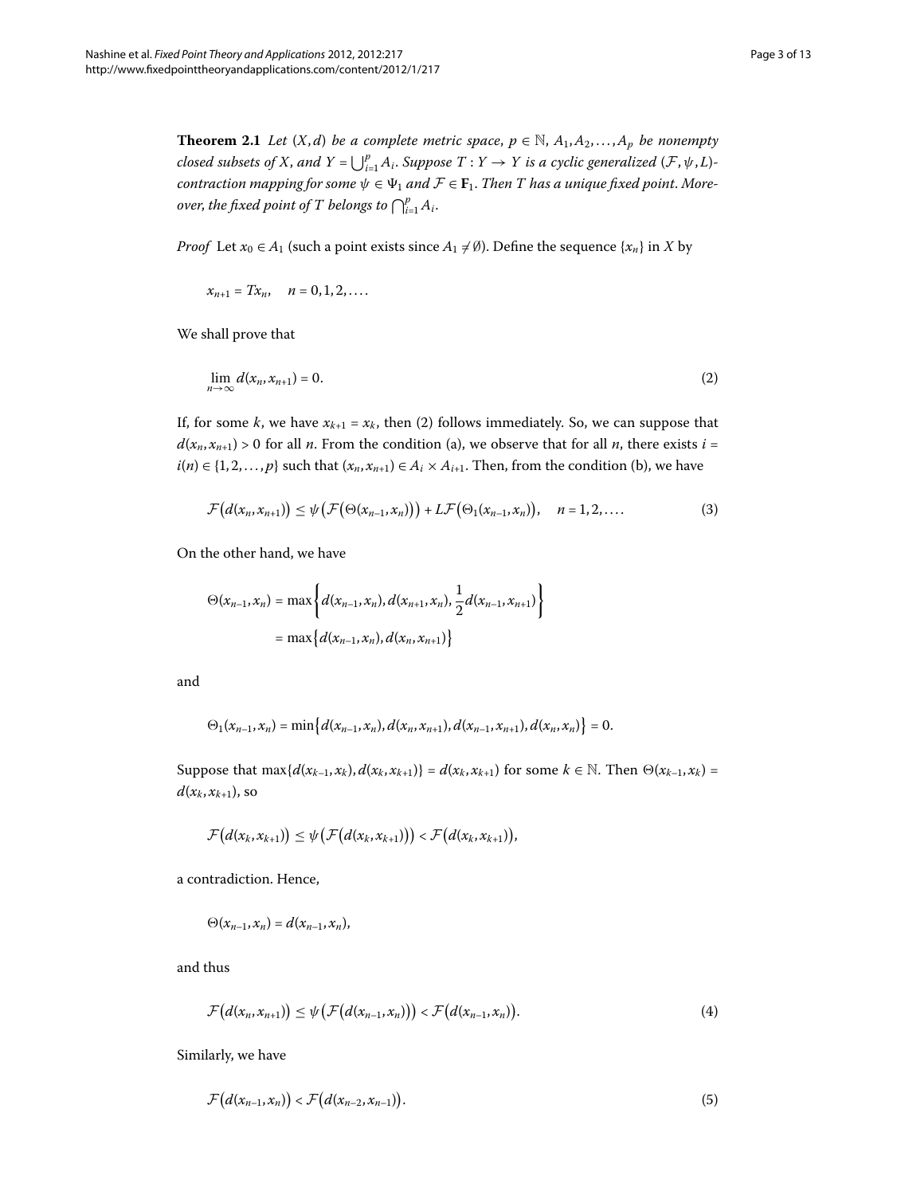**Theorem 2.1** *Let $(X,d)$ be a complete metric space, $p \in \mathbb{N}$, $A_1, A_2, \ldots, A_p$ be nonempty closed subsets of $X$, and $Y = \bigcup_{i=1}^{p} A_i$. Suppose $T : Y \to Y$ is a cyclic generalized $(\mathcal{F}, \psi, L)$-contraction mapping for some $\psi \in \Psi_1$ and $\mathcal{F} \in \mathbf{F}_1$. Then $T$ has a unique fixed point. Moreover, the fixed point of $T$ belongs to $\bigcap_{i=1}^{p} A_i$.*

*Proof* Let $x_0 \in A_1$ (such a point exists since $A_1 \neq \emptyset$). Define the sequence $\{x_n\}$ in $X$ by

$$x_{n+1} = Tx_n, \quad n = 0, 1, 2, \ldots.$$

We shall prove that

$$\lim_{n\to\infty} d(x_n, x_{n+1}) = 0. \tag{2}$$

If, for some $k$, we have $x_{k+1} = x_k$, then (2) follows immediately. So, we can suppose that $d(x_n, x_{n+1}) > 0$ for all $n$. From the condition (a), we observe that for all $n$, there exists $i = i(n) \in \{1, 2, \ldots, p\}$ such that $(x_n, x_{n+1}) \in A_i \times A_{i+1}$. Then, from the condition (b), we have

$$\mathcal{F}\big(d(x_n, x_{n+1})\big) \leq \psi\big(\mathcal{F}\big(\Theta(x_{n-1}, x_n)\big)\big) + L\mathcal{F}\big(\Theta_1(x_{n-1}, x_n)\big), \quad n = 1, 2, \ldots. \tag{3}$$

On the other hand, we have

$$\begin{aligned}\Theta(x_{n-1}, x_n) &= \max\left\{d(x_{n-1}, x_n), d(x_{n+1}, x_n), \frac{1}{2}d(x_{n-1}, x_{n+1})\right\} \\ &= \max\big\{d(x_{n-1}, x_n), d(x_n, x_{n+1})\big\}\end{aligned}$$

and

$$\Theta_1(x_{n-1}, x_n) = \min\big\{d(x_{n-1}, x_n), d(x_n, x_{n+1}), d(x_{n-1}, x_{n+1}), d(x_n, x_n)\big\} = 0.$$

Suppose that $\max\{d(x_{k-1}, x_k), d(x_k, x_{k+1})\} = d(x_k, x_{k+1})$ for some $k \in \mathbb{N}$. Then $\Theta(x_{k-1}, x_k) = d(x_k, x_{k+1})$, so

$$\mathcal{F}\big(d(x_k, x_{k+1})\big) \leq \psi\big(\mathcal{F}\big(d(x_k, x_{k+1})\big)\big) < \mathcal{F}\big(d(x_k, x_{k+1})\big),$$

a contradiction. Hence,

$$\Theta(x_{n-1}, x_n) = d(x_{n-1}, x_n),$$

and thus

$$\mathcal{F}\big(d(x_n, x_{n+1})\big) \leq \psi\big(\mathcal{F}\big(d(x_{n-1}, x_n)\big)\big) < \mathcal{F}\big(d(x_{n-1}, x_n)\big). \tag{4}$$

Similarly, we have

$$\mathcal{F}\big(d(x_{n-1}, x_n)\big) < \mathcal{F}\big(d(x_{n-2}, x_{n-1})\big). \tag{5}$$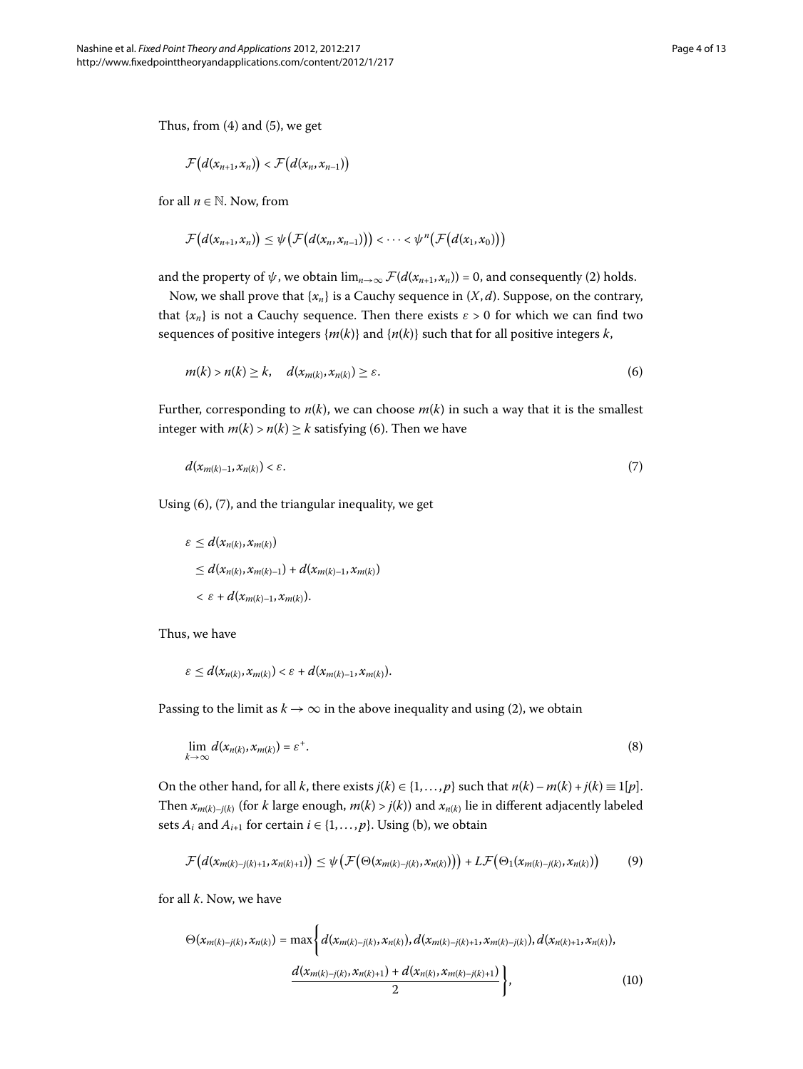Thus, from (4) and (5), we get

$$\mathcal{F}\big(d(x_{n+1},x_n)\big) < \mathcal{F}\big(d(x_n,x_{n-1})\big)$$

for all $n \in \mathbb{N}$. Now, from

$$\mathcal{F}\big(d(x_{n+1},x_n)\big) \leq \psi\big(\mathcal{F}\big(d(x_n,x_{n-1})\big)\big) < \cdots < \psi^n\big(\mathcal{F}\big(d(x_1,x_0)\big)\big)$$

and the property of $\psi$, we obtain $\lim_{n\to\infty} \mathcal{F}(d(x_{n+1},x_n)) = 0$, and consequently (2) holds.

Now, we shall prove that $\{x_n\}$ is a Cauchy sequence in $(X,d)$. Suppose, on the contrary, that $\{x_n\}$ is not a Cauchy sequence. Then there exists $\varepsilon > 0$ for which we can find two sequences of positive integers $\{m(k)\}$ and $\{n(k)\}$ such that for all positive integers $k$,

$$m(k) > n(k) \geq k, \quad d(x_{m(k)},x_{n(k)}) \geq \varepsilon. \tag{6}$$

Further, corresponding to $n(k)$, we can choose $m(k)$ in such a way that it is the smallest integer with $m(k) > n(k) \geq k$ satisfying (6). Then we have

$$d(x_{m(k)-1},x_{n(k)}) < \varepsilon. \tag{7}$$

Using (6), (7), and the triangular inequality, we get

$$\begin{aligned}
\varepsilon &\leq d(x_{n(k)},x_{m(k)}) \\
&\leq d(x_{n(k)},x_{m(k)-1}) + d(x_{m(k)-1},x_{m(k)}) \\
&< \varepsilon + d(x_{m(k)-1},x_{m(k)}).
\end{aligned}$$

Thus, we have

$$\varepsilon \leq d(x_{n(k)},x_{m(k)}) < \varepsilon + d(x_{m(k)-1},x_{m(k)}).$$

Passing to the limit as $k \to \infty$ in the above inequality and using (2), we obtain

$$\lim_{k\to\infty} d(x_{n(k)},x_{m(k)}) = \varepsilon^+. \tag{8}$$

On the other hand, for all $k$, there exists $j(k) \in \{1,\ldots,p\}$ such that $n(k) - m(k) + j(k) \equiv 1[p]$. Then $x_{m(k)-j(k)}$ (for $k$ large enough, $m(k) > j(k)$) and $x_{n(k)}$ lie in different adjacently labeled sets $A_i$ and $A_{i+1}$ for certain $i \in \{1,\ldots,p\}$. Using (b), we obtain

$$\mathcal{F}\big(d(x_{m(k)-j(k)+1},x_{n(k)+1})\big) \leq \psi\big(\mathcal{F}\big(\Theta(x_{m(k)-j(k)},x_{n(k)})\big)\big) + L\mathcal{F}\big(\Theta_1(x_{m(k)-j(k)},x_{n(k)})\big) \tag{9}$$

for all $k$. Now, we have

$$\begin{aligned}
\Theta(x_{m(k)-j(k)},x_{n(k)}) = \max\bigg\{ & d(x_{m(k)-j(k)},x_{n(k)}), d(x_{m(k)-j(k)+1},x_{m(k)-j(k)}), d(x_{n(k)+1},x_{n(k)}), \\
& \frac{d(x_{m(k)-j(k)},x_{n(k)+1}) + d(x_{n(k)},x_{m(k)-j(k)+1})}{2} \bigg\},
\end{aligned} \tag{10}$$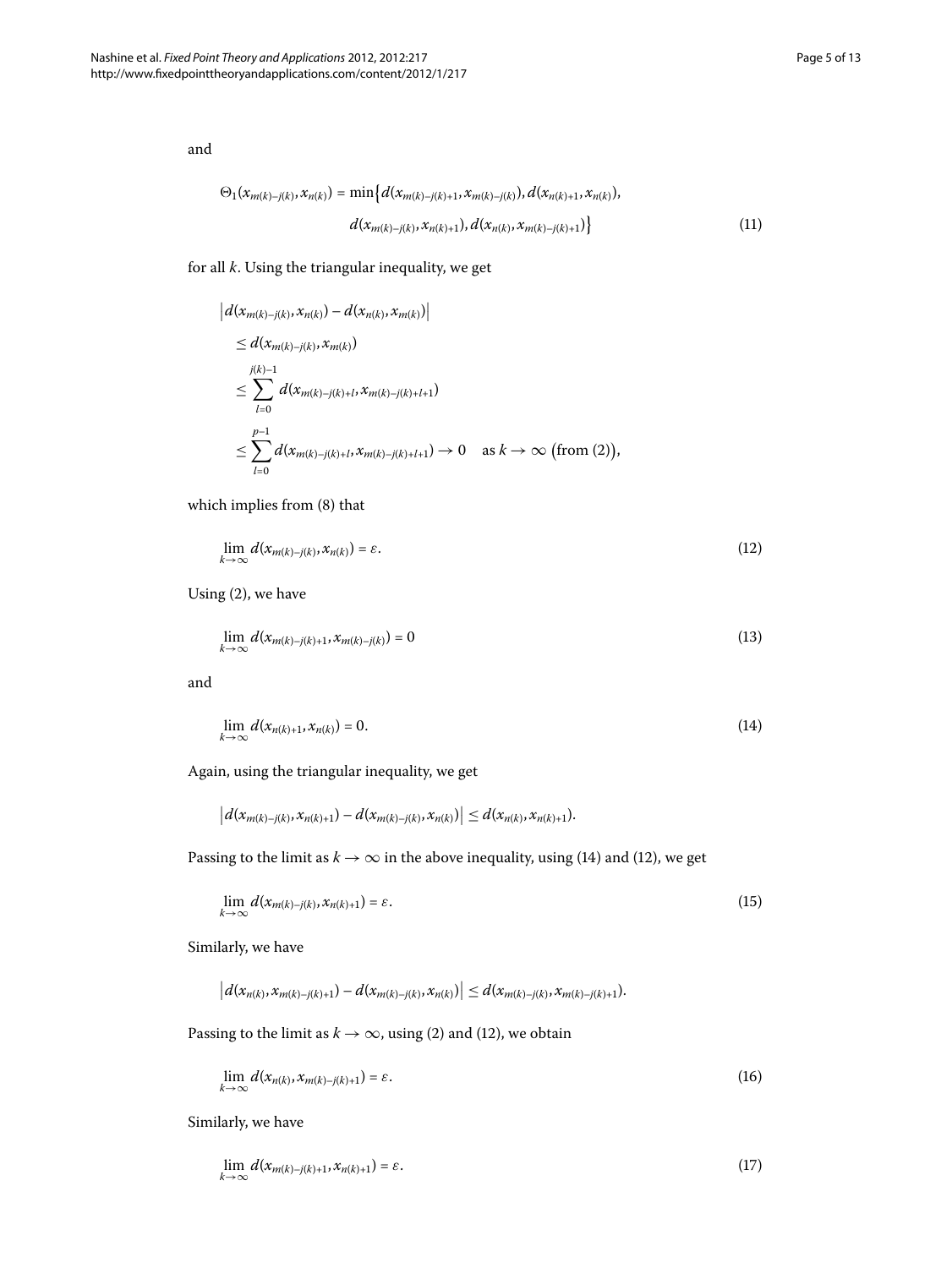and

$$\Theta_1(x_{m(k)-j(k)}, x_{n(k)}) = \min\{d(x_{m(k)-j(k)+1}, x_{m(k)-j(k)}), d(x_{n(k)+1}, x_{n(k)}), \\ d(x_{m(k)-j(k)}, x_{n(k)+1}), d(x_{n(k)}, x_{m(k)-j(k)+1})\} \tag{11}$$

for all $k$. Using the triangular inequality, we get

$$\begin{aligned}
&\left|d(x_{m(k)-j(k)}, x_{n(k)}) - d(x_{n(k)}, x_{m(k)})\right| \\
&\quad \leq d(x_{m(k)-j(k)}, x_{m(k)}) \\
&\quad \leq \sum_{l=0}^{j(k)-1} d(x_{m(k)-j(k)+l}, x_{m(k)-j(k)+l+1}) \\
&\quad \leq \sum_{l=0}^{p-1} d(x_{m(k)-j(k)+l}, x_{m(k)-j(k)+l+1}) \to 0 \quad \text{as } k \to \infty \ \bigl(\text{from (2)}\bigr),
\end{aligned}$$

which implies from (8) that

$$\lim_{k\to\infty} d(x_{m(k)-j(k)}, x_{n(k)}) = \varepsilon. \tag{12}$$

Using (2), we have

$$\lim_{k\to\infty} d(x_{m(k)-j(k)+1}, x_{m(k)-j(k)}) = 0 \tag{13}$$

and

$$\lim_{k\to\infty} d(x_{n(k)+1}, x_{n(k)}) = 0. \tag{14}$$

Again, using the triangular inequality, we get

$$\left|d(x_{m(k)-j(k)}, x_{n(k)+1}) - d(x_{m(k)-j(k)}, x_{n(k)})\right| \leq d(x_{n(k)}, x_{n(k)+1}).$$

Passing to the limit as $k \to \infty$ in the above inequality, using (14) and (12), we get

$$\lim_{k\to\infty} d(x_{m(k)-j(k)}, x_{n(k)+1}) = \varepsilon. \tag{15}$$

Similarly, we have

$$\left|d(x_{n(k)}, x_{m(k)-j(k)+1}) - d(x_{m(k)-j(k)}, x_{n(k)})\right| \leq d(x_{m(k)-j(k)}, x_{m(k)-j(k)+1}).$$

Passing to the limit as $k \to \infty$, using (2) and (12), we obtain

$$\lim_{k\to\infty} d(x_{n(k)}, x_{m(k)-j(k)+1}) = \varepsilon. \tag{16}$$

Similarly, we have

$$\lim_{k\to\infty} d(x_{m(k)-j(k)+1}, x_{n(k)+1}) = \varepsilon. \tag{17}$$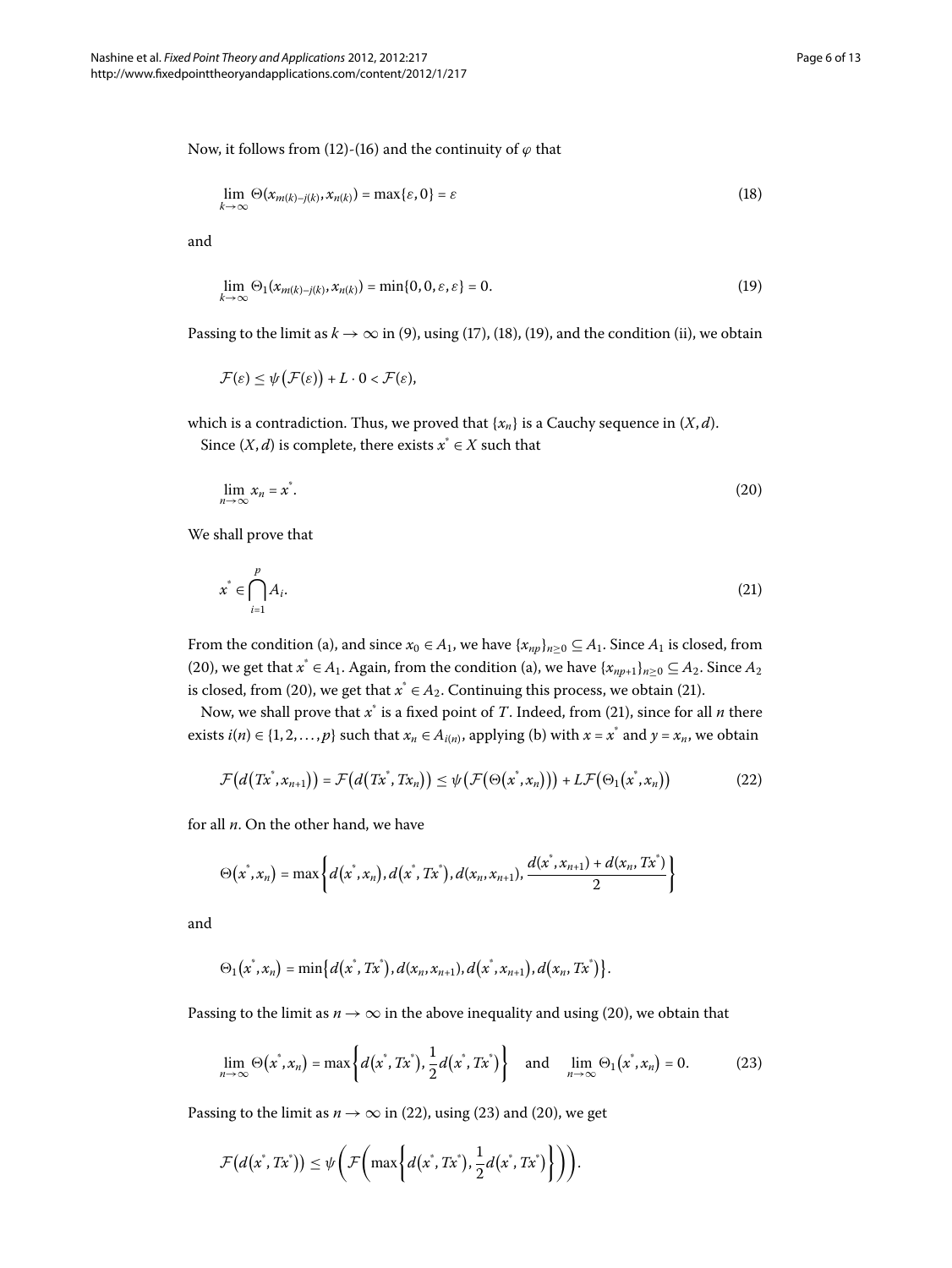Now, it follows from (12)-(16) and the continuity of $\varphi$ that

$$\lim_{k\to\infty} \Theta(x_{m(k)-j(k)}, x_{n(k)}) = \max\{\varepsilon, 0\} = \varepsilon \tag{18}$$

and

$$\lim_{k\to\infty} \Theta_1(x_{m(k)-j(k)}, x_{n(k)}) = \min\{0, 0, \varepsilon, \varepsilon\} = 0. \tag{19}$$

Passing to the limit as $k \to \infty$ in (9), using (17), (18), (19), and the condition (ii), we obtain

$$\mathcal{F}(\varepsilon) \le \psi\big(\mathcal{F}(\varepsilon)\big) + L \cdot 0 < \mathcal{F}(\varepsilon),$$

which is a contradiction. Thus, we proved that $\{x_n\}$ is a Cauchy sequence in $(X, d)$.

Since $(X, d)$ is complete, there exists $x^* \in X$ such that

$$\lim_{n\to\infty} x_n = x^*. \tag{20}$$

We shall prove that

$$x^* \in \bigcap_{i=1}^{p} A_i. \tag{21}$$

From the condition (a), and since $x_0 \in A_1$, we have $\{x_{np}\}_{n\ge 0} \subseteq A_1$. Since $A_1$ is closed, from (20), we get that $x^* \in A_1$. Again, from the condition (a), we have $\{x_{np+1}\}_{n\ge 0} \subseteq A_2$. Since $A_2$ is closed, from (20), we get that $x^* \in A_2$. Continuing this process, we obtain (21).

Now, we shall prove that $x^*$ is a fixed point of $T$. Indeed, from (21), since for all $n$ there exists $i(n) \in \{1, 2, \ldots, p\}$ such that $x_n \in A_{i(n)}$, applying (b) with $x = x^*$ and $y = x_n$, we obtain

$$\mathcal{F}\big(d(Tx^*, x_{n+1})\big) = \mathcal{F}\big(d(Tx^*, Tx_n)\big) \le \psi\big(\mathcal{F}\big(\Theta(x^*, x_n)\big)\big) + L\mathcal{F}\big(\Theta_1(x^*, x_n)\big) \tag{22}$$

for all $n$. On the other hand, we have

$$\Theta(x^*, x_n) = \max\left\{d(x^*, x_n), d(x^*, Tx^*), d(x_n, x_{n+1}), \frac{d(x^*, x_{n+1}) + d(x_n, Tx^*)}{2}\right\}$$

and

$$\Theta_1(x^*, x_n) = \min\{d(x^*, Tx^*), d(x_n, x_{n+1}), d(x^*, x_{n+1}), d(x_n, Tx^*)\}.$$

Passing to the limit as $n \to \infty$ in the above inequality and using (20), we obtain that

$$\lim_{n\to\infty} \Theta(x^*, x_n) = \max\left\{d(x^*, Tx^*), \frac{1}{2}d(x^*, Tx^*)\right\} \quad \text{and} \quad \lim_{n\to\infty} \Theta_1(x^*, x_n) = 0. \tag{23}$$

Passing to the limit as $n \to \infty$ in (22), using (23) and (20), we get

$$\mathcal{F}\big(d(x^*, Tx^*)\big) \le \psi\left(\mathcal{F}\left(\max\left\{d(x^*, Tx^*), \frac{1}{2}d(x^*, Tx^*)\right\}\right)\right).$$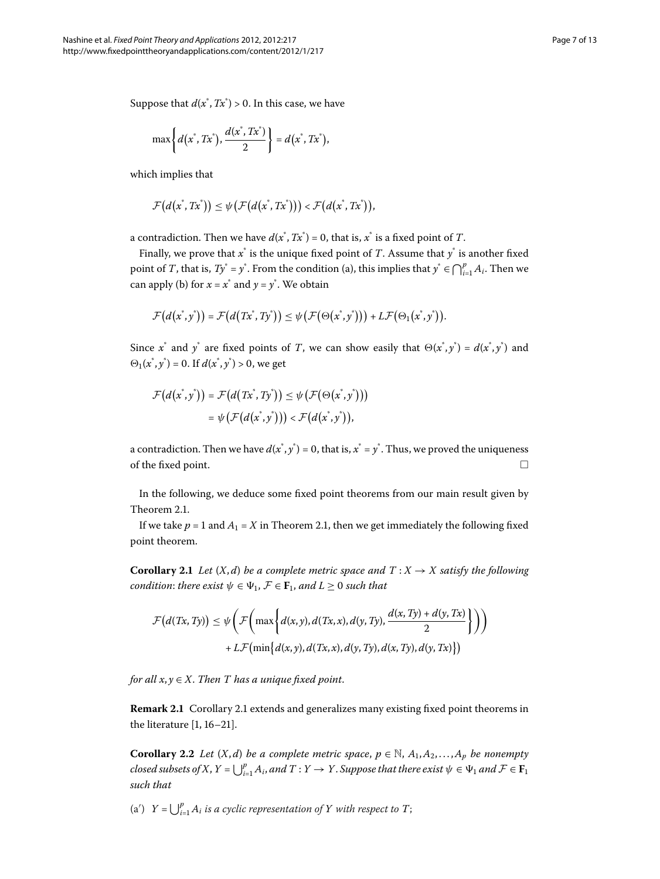Suppose that $d(x^*, Tx^*) > 0$. In this case, we have

$$\max\left\{d(x^*, Tx^*), \frac{d(x^*, Tx^*)}{2}\right\} = d(x^*, Tx^*),$$

which implies that

$$\mathcal{F}(d(x^*, Tx^*)) \le \psi(\mathcal{F}(d(x^*, Tx^*))) < \mathcal{F}(d(x^*, Tx^*)),$$

a contradiction. Then we have $d(x^*, Tx^*) = 0$, that is, $x^*$ is a fixed point of $T$.

Finally, we prove that $x^*$ is the unique fixed point of $T$. Assume that $y^*$ is another fixed point of $T$, that is, $Ty^* = y^*$. From the condition (a), this implies that $y^* \in \bigcap_{i=1}^p A_i$. Then we can apply (b) for $x = x^*$ and $y = y^*$. We obtain

$$\mathcal{F}(d(x^*, y^*)) = \mathcal{F}(d(Tx^*, Ty^*)) \le \psi(\mathcal{F}(\Theta(x^*, y^*))) + L\mathcal{F}(\Theta_1(x^*, y^*)).$$

Since $x^*$ and $y^*$ are fixed points of $T$, we can show easily that $\Theta(x^*, y^*) = d(x^*, y^*)$ and $\Theta_1(x^*, y^*) = 0$. If $d(x^*, y^*) > 0$, we get

$$\begin{aligned}\mathcal{F}(d(x^*, y^*)) &= \mathcal{F}(d(Tx^*, Ty^*)) \le \psi(\mathcal{F}(\Theta(x^*, y^*))) \\ &= \psi(\mathcal{F}(d(x^*, y^*))) < \mathcal{F}(d(x^*, y^*)),\end{aligned}$$

a contradiction. Then we have $d(x^*, y^*) = 0$, that is, $x^* = y^*$. Thus, we proved the uniqueness of the fixed point. □

In the following, we deduce some fixed point theorems from our main result given by Theorem 2.1.

If we take $p = 1$ and $A_1 = X$ in Theorem 2.1, then we get immediately the following fixed point theorem.

**Corollary 2.1** *Let $(X, d)$ be a complete metric space and $T : X \to X$ satisfy the following condition: there exist $\psi \in \Psi_1$, $\mathcal{F} \in \mathbf{F}_1$, and $L \ge 0$ such that*

$$\begin{aligned}\mathcal{F}(d(Tx, Ty)) \le{}& \psi\left(\mathcal{F}\left(\max\left\{d(x, y), d(Tx, x), d(y, Ty), \frac{d(x, Ty) + d(y, Tx)}{2}\right\}\right)\right) \\ &+ L\mathcal{F}(\min\{d(x, y), d(Tx, x), d(y, Ty), d(x, Ty), d(y, Tx)\})\end{aligned}$$

*for all $x, y \in X$. Then $T$ has a unique fixed point.*

**Remark 2.1** Corollary 2.1 extends and generalizes many existing fixed point theorems in the literature [1, 16–21].

**Corollary 2.2** *Let $(X, d)$ be a complete metric space, $p \in \mathbb{N}$, $A_1, A_2, \ldots, A_p$ be nonempty closed subsets of $X$, $Y = \bigcup_{i=1}^p A_i$, and $T : Y \to Y$. Suppose that there exist $\psi \in \Psi_1$ and $\mathcal{F} \in \mathbf{F}_1$ such that*

(a′) *$Y = \bigcup_{i=1}^p A_i$ is a cyclic representation of $Y$ with respect to $T$;*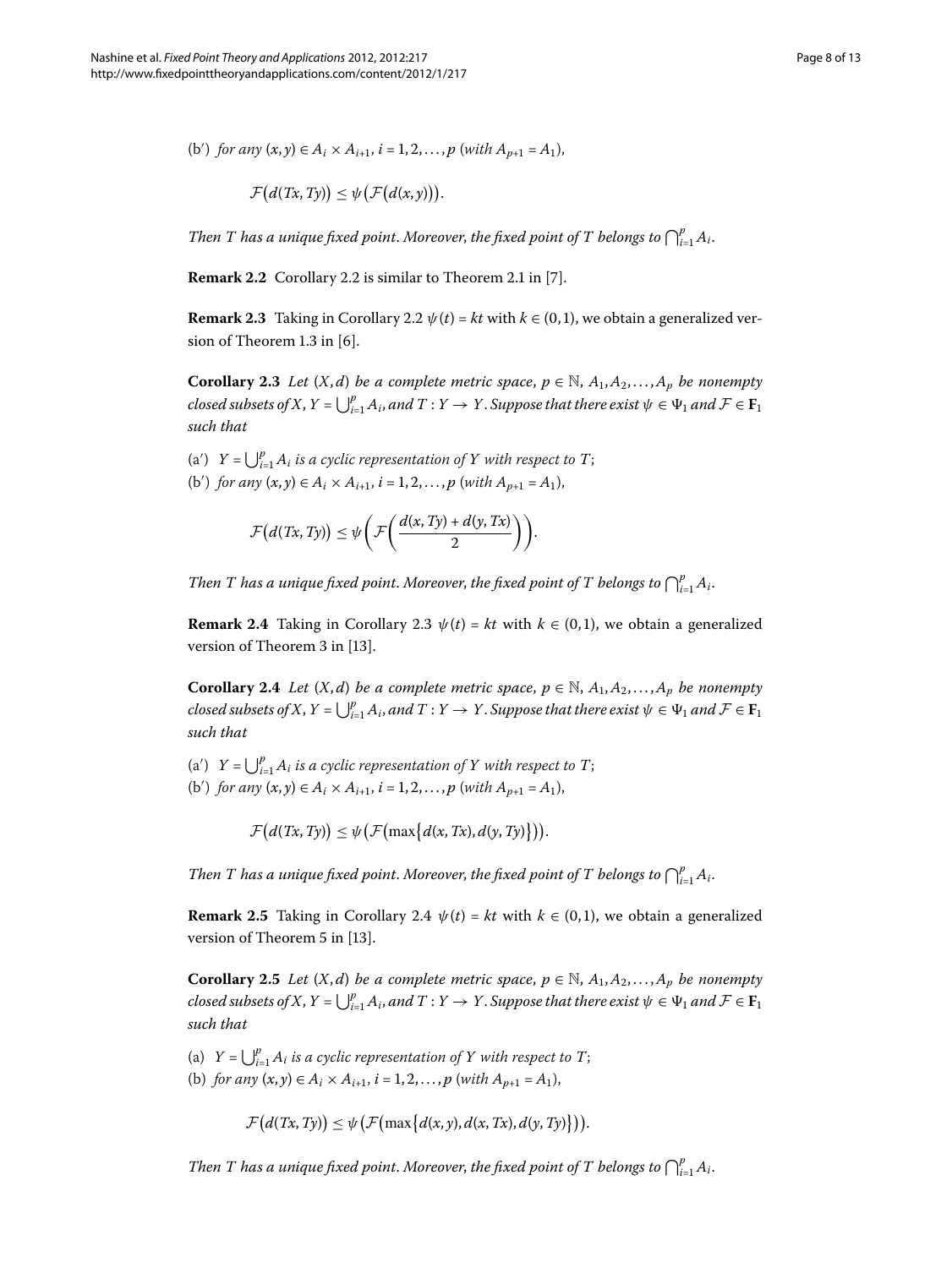(b′) *for any* $(x,y) \in A_i \times A_{i+1}$, $i = 1,2,\dots,p$ (*with* $A_{p+1} = A_1$),

$$\mathcal{F}\big(d(Tx,Ty)\big) \le \psi\big(\mathcal{F}\big(d(x,y)\big)\big).$$

*Then $T$ has a unique fixed point. Moreover, the fixed point of $T$ belongs to $\bigcap_{i=1}^{p} A_i$.*

**Remark 2.2** Corollary 2.2 is similar to Theorem 2.1 in [7].

**Remark 2.3** Taking in Corollary 2.2 $\psi(t) = kt$ with $k \in (0,1)$, we obtain a generalized version of Theorem 1.3 in [6].

**Corollary 2.3** *Let $(X,d)$ be a complete metric space, $p \in \mathbb{N}$, $A_1, A_2, \dots, A_p$ be nonempty closed subsets of $X$, $Y = \bigcup_{i=1}^{p} A_i$, and $T : Y \to Y$. Suppose that there exist $\psi \in \Psi_1$ and $\mathcal{F} \in \mathbf{F}_1$ such that*

(a′) *$Y = \bigcup_{i=1}^{p} A_i$ is a cyclic representation of $Y$ with respect to $T$;*
(b′) *for any* $(x,y) \in A_i \times A_{i+1}$, $i = 1,2,\dots,p$ (*with* $A_{p+1} = A_1$),

$$\mathcal{F}\big(d(Tx,Ty)\big) \le \psi\left(\mathcal{F}\left(\frac{d(x,Ty) + d(y,Tx)}{2}\right)\right).$$

*Then $T$ has a unique fixed point. Moreover, the fixed point of $T$ belongs to $\bigcap_{i=1}^{p} A_i$.*

**Remark 2.4** Taking in Corollary 2.3 $\psi(t) = kt$ with $k \in (0,1)$, we obtain a generalized version of Theorem 3 in [13].

**Corollary 2.4** *Let $(X,d)$ be a complete metric space, $p \in \mathbb{N}$, $A_1, A_2, \dots, A_p$ be nonempty closed subsets of $X$, $Y = \bigcup_{i=1}^{p} A_i$, and $T : Y \to Y$. Suppose that there exist $\psi \in \Psi_1$ and $\mathcal{F} \in \mathbf{F}_1$ such that*

(a′) *$Y = \bigcup_{i=1}^{p} A_i$ is a cyclic representation of $Y$ with respect to $T$;*
(b′) *for any* $(x,y) \in A_i \times A_{i+1}$, $i = 1,2,\dots,p$ (*with* $A_{p+1} = A_1$),

$$\mathcal{F}\big(d(Tx,Ty)\big) \le \psi\big(\mathcal{F}\big(\max\{d(x,Tx), d(y,Ty)\}\big)\big).$$

*Then $T$ has a unique fixed point. Moreover, the fixed point of $T$ belongs to $\bigcap_{i=1}^{p} A_i$.*

**Remark 2.5** Taking in Corollary 2.4 $\psi(t) = kt$ with $k \in (0,1)$, we obtain a generalized version of Theorem 5 in [13].

**Corollary 2.5** *Let $(X,d)$ be a complete metric space, $p \in \mathbb{N}$, $A_1, A_2, \dots, A_p$ be nonempty closed subsets of $X$, $Y = \bigcup_{i=1}^{p} A_i$, and $T : Y \to Y$. Suppose that there exist $\psi \in \Psi_1$ and $\mathcal{F} \in \mathbf{F}_1$ such that*

(a) *$Y = \bigcup_{i=1}^{p} A_i$ is a cyclic representation of $Y$ with respect to $T$;*
(b) *for any* $(x,y) \in A_i \times A_{i+1}$, $i = 1,2,\dots,p$ (*with* $A_{p+1} = A_1$),

$$\mathcal{F}\big(d(Tx,Ty)\big) \le \psi\big(\mathcal{F}\big(\max\{d(x,y), d(x,Tx), d(y,Ty)\}\big)\big).$$

*Then $T$ has a unique fixed point. Moreover, the fixed point of $T$ belongs to $\bigcap_{i=1}^{p} A_i$.*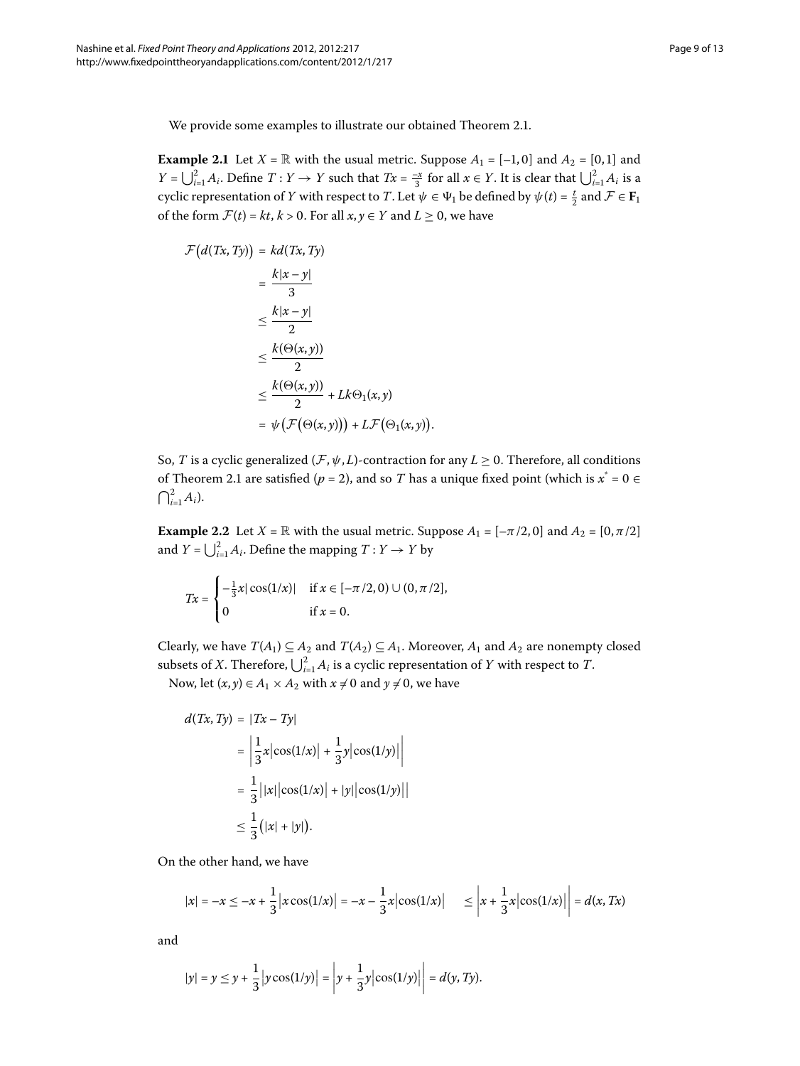We provide some examples to illustrate our obtained Theorem 2.1.

**Example 2.1** Let $X = \mathbb{R}$ with the usual metric. Suppose $A_1 = [-1, 0]$ and $A_2 = [0, 1]$ and $Y = \bigcup_{i=1}^{2} A_i$. Define $T : Y \to Y$ such that $Tx = \frac{-x}{3}$ for all $x \in Y$. It is clear that $\bigcup_{i=1}^{2} A_i$ is a cyclic representation of $Y$ with respect to $T$. Let $\psi \in \Psi_1$ be defined by $\psi(t) = \frac{t}{2}$ and $\mathcal{F} \in \mathbf{F}_1$ of the form $\mathcal{F}(t) = kt$, $k > 0$. For all $x, y \in Y$ and $L \geq 0$, we have

$$
\begin{aligned}
\mathcal{F}\big(d(Tx, Ty)\big) &= kd(Tx, Ty) \\
&= \frac{k|x-y|}{3} \\
&\leq \frac{k|x-y|}{2} \\
&\leq \frac{k(\Theta(x,y))}{2} \\
&\leq \frac{k(\Theta(x,y))}{2} + Lk\Theta_1(x,y) \\
&= \psi\big(\mathcal{F}\big(\Theta(x,y)\big)\big) + L\mathcal{F}\big(\Theta_1(x,y)\big).
\end{aligned}
$$

So, $T$ is a cyclic generalized $(\mathcal{F}, \psi, L)$-contraction for any $L \geq 0$. Therefore, all conditions of Theorem 2.1 are satisfied ($p = 2$), and so $T$ has a unique fixed point (which is $x^* = 0 \in \bigcap_{i=1}^{2} A_i$).

**Example 2.2** Let $X = \mathbb{R}$ with the usual metric. Suppose $A_1 = [-\pi/2, 0]$ and $A_2 = [0, \pi/2]$ and $Y = \bigcup_{i=1}^{2} A_i$. Define the mapping $T : Y \to Y$ by

$$
Tx = \begin{cases} -\frac{1}{3}x|\cos(1/x)| & \text{if } x \in [-\pi/2, 0) \cup (0, \pi/2], \\ 0 & \text{if } x = 0. \end{cases}
$$

Clearly, we have $T(A_1) \subseteq A_2$ and $T(A_2) \subseteq A_1$. Moreover, $A_1$ and $A_2$ are nonempty closed subsets of $X$. Therefore, $\bigcup_{i=1}^{2} A_i$ is a cyclic representation of $Y$ with respect to $T$.

Now, let $(x, y) \in A_1 \times A_2$ with $x \neq 0$ and $y \neq 0$, we have

$$
\begin{aligned}
d(Tx, Ty) &= |Tx - Ty| \\
&= \left| \frac{1}{3}x\big|\cos(1/x)\big| + \frac{1}{3}y\big|\cos(1/y)\big| \right| \\
&= \frac{1}{3}\big| |x|\big|\cos(1/x)\big| + |y|\big|\cos(1/y)\big| \big| \\
&\leq \frac{1}{3}\big(|x| + |y|\big).
\end{aligned}
$$

On the other hand, we have

$$
|x| = -x \leq -x + \frac{1}{3}\big|x\cos(1/x)\big| = -x - \frac{1}{3}x\big|\cos(1/x)\big| \quad \leq \left| x + \frac{1}{3}x\big|\cos(1/x)\big| \right| = d(x, Tx)
$$

and

$$
|y| = y \leq y + \frac{1}{3}\big|y\cos(1/y)\big| = \left| y + \frac{1}{3}y\big|\cos(1/y)\big| \right| = d(y, Ty).
$$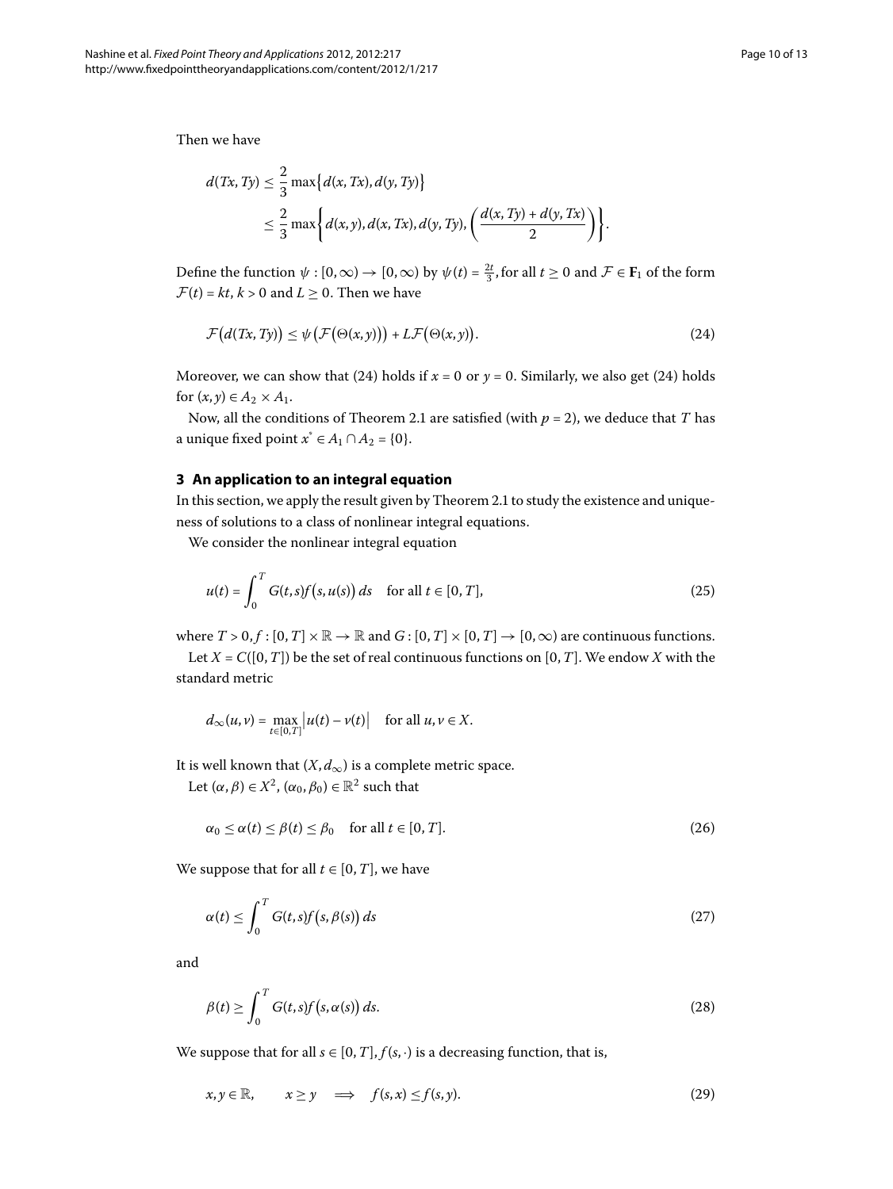Then we have

$$
\begin{aligned}
d(Tx, Ty) &\leq \frac{2}{3} \max\{d(x, Tx), d(y, Ty)\} \\
&\leq \frac{2}{3} \max\left\{d(x, y), d(x, Tx), d(y, Ty), \left(\frac{d(x, Ty) + d(y, Tx)}{2}\right)\right\}.
\end{aligned}
$$

Define the function $\psi : [0, \infty) \to [0, \infty)$ by $\psi(t) = \frac{2t}{3}$, for all $t \geq 0$ and $\mathcal{F} \in \mathbf{F}_1$ of the form $\mathcal{F}(t) = kt$, $k > 0$ and $L \geq 0$. Then we have

$$
\mathcal{F}\big(d(Tx, Ty)\big) \leq \psi\big(\mathcal{F}\big(\Theta(x, y)\big)\big) + L\mathcal{F}\big(\Theta(x, y)\big). \tag{24}
$$

Moreover, we can show that (24) holds if $x = 0$ or $y = 0$. Similarly, we also get (24) holds for $(x, y) \in A_2 \times A_1$.

Now, all the conditions of Theorem 2.1 are satisfied (with $p = 2$), we deduce that $T$ has a unique fixed point $x^* \in A_1 \cap A_2 = \{0\}$.

## 3 An application to an integral equation

In this section, we apply the result given by Theorem 2.1 to study the existence and uniqueness of solutions to a class of nonlinear integral equations.

We consider the nonlinear integral equation

$$
u(t) = \int_0^T G(t, s) f\big(s, u(s)\big)\, ds \quad \text{for all } t \in [0, T], \tag{25}
$$

where $T > 0$, $f : [0, T] \times \mathbb{R} \to \mathbb{R}$ and $G : [0, T] \times [0, T] \to [0, \infty)$ are continuous functions.

Let $X = C([0, T])$ be the set of real continuous functions on $[0, T]$. We endow $X$ with the standard metric

$$
d_\infty(u, v) = \max_{t \in [0, T]} \big|u(t) - v(t)\big| \quad \text{for all } u, v \in X.
$$

It is well known that $(X, d_\infty)$ is a complete metric space.

Let $(\alpha, \beta) \in X^2$, $(\alpha_0, \beta_0) \in \mathbb{R}^2$ such that

$$
\alpha_0 \leq \alpha(t) \leq \beta(t) \leq \beta_0 \quad \text{for all } t \in [0, T]. \tag{26}
$$

We suppose that for all $t \in [0, T]$, we have

$$
\alpha(t) \leq \int_0^T G(t, s) f\big(s, \beta(s)\big)\, ds \tag{27}
$$

and

$$
\beta(t) \geq \int_0^T G(t, s) f\big(s, \alpha(s)\big)\, ds. \tag{28}
$$

We suppose that for all $s \in [0, T]$, $f(s, \cdot)$ is a decreasing function, that is,

$$
x, y \in \mathbb{R}, \qquad x \geq y \quad \Longrightarrow \quad f(s, x) \leq f(s, y). \tag{29}
$$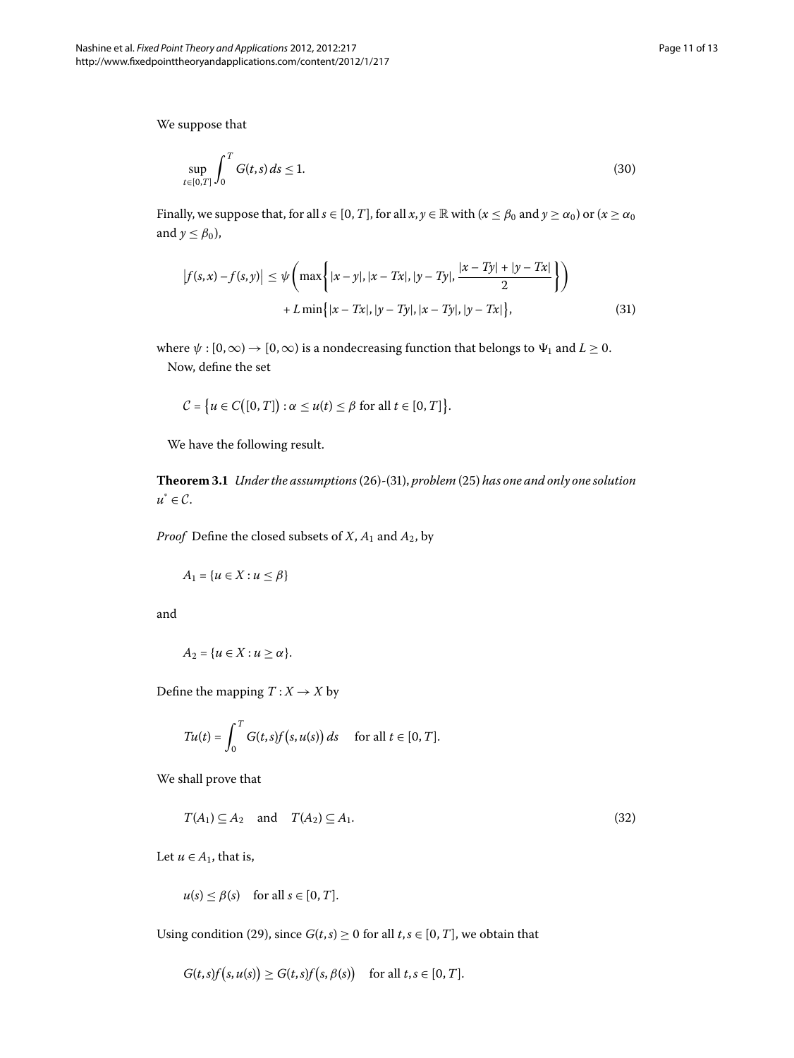We suppose that

$$\sup_{t\in[0,T]} \int_0^T G(t,s)\,ds \leq 1. \tag{30}$$

Finally, we suppose that, for all $s \in [0,T]$, for all $x, y \in \mathbb{R}$ with ($x \leq \beta_0$ and $y \geq \alpha_0$) or ($x \geq \alpha_0$ and $y \leq \beta_0$),

$$\begin{aligned} \left|f(s,x) - f(s,y)\right| &\leq \psi\left(\max\left\{|x-y|, |x-Tx|, |y-Ty|, \frac{|x-Ty|+|y-Tx|}{2}\right\}\right) \\ &\quad + L\min\left\{|x-Tx|, |y-Ty|, |x-Ty|, |y-Tx|\right\}, \end{aligned} \tag{31}$$

where $\psi : [0,\infty) \to [0,\infty)$ is a nondecreasing function that belongs to $\Psi_1$ and $L \geq 0$.

Now, define the set

$$\mathcal{C} = \left\{u \in C\left([0,T]\right) : \alpha \leq u(t) \leq \beta \text{ for all } t \in [0,T]\right\}.$$

We have the following result.

**Theorem 3.1** *Under the assumptions* (26)-(31), *problem* (25) *has one and only one solution* $u^* \in \mathcal{C}$.

*Proof* Define the closed subsets of $X$, $A_1$ and $A_2$, by

$$A_1 = \{u \in X : u \leq \beta\}$$

and

$$A_2 = \{u \in X : u \geq \alpha\}.$$

Define the mapping $T : X \to X$ by

$$Tu(t) = \int_0^T G(t,s)f\left(s,u(s)\right)ds \quad \text{for all } t \in [0,T].$$

We shall prove that

$$T(A_1) \subseteq A_2 \quad \text{and} \quad T(A_2) \subseteq A_1. \tag{32}$$

Let $u \in A_1$, that is,

$$u(s) \leq \beta(s) \quad \text{for all } s \in [0,T].$$

Using condition (29), since $G(t,s) \geq 0$ for all $t, s \in [0,T]$, we obtain that

$$G(t,s)f\left(s,u(s)\right) \geq G(t,s)f\left(s,\beta(s)\right) \quad \text{for all } t, s \in [0,T].$$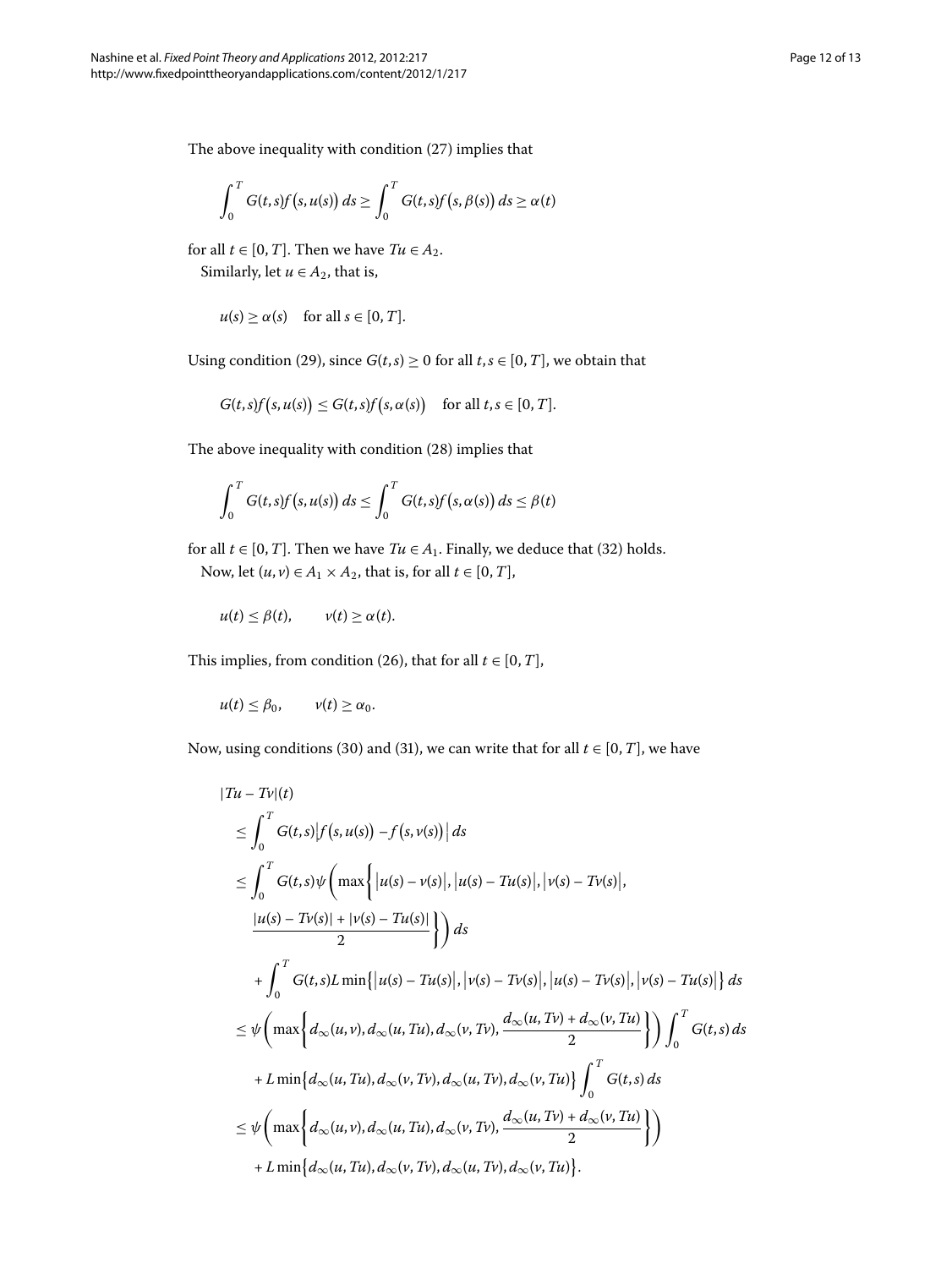The above inequality with condition (27) implies that

$$\int_0^T G(t,s) f\bigl(s,u(s)\bigr)\,ds \geq \int_0^T G(t,s) f\bigl(s,\beta(s)\bigr)\,ds \geq \alpha(t)$$

for all $t \in [0,T]$. Then we have $Tu \in A_2$.

Similarly, let $u \in A_2$, that is,

$$u(s) \geq \alpha(s) \quad \text{for all } s \in [0,T].$$

Using condition (29), since $G(t,s) \geq 0$ for all $t, s \in [0,T]$, we obtain that

$$G(t,s) f\bigl(s,u(s)\bigr) \leq G(t,s) f\bigl(s,\alpha(s)\bigr) \quad \text{for all } t, s \in [0,T].$$

The above inequality with condition (28) implies that

$$\int_0^T G(t,s) f\bigl(s,u(s)\bigr)\,ds \leq \int_0^T G(t,s) f\bigl(s,\alpha(s)\bigr)\,ds \leq \beta(t)$$

for all $t \in [0,T]$. Then we have $Tu \in A_1$. Finally, we deduce that (32) holds.

Now, let $(u,v) \in A_1 \times A_2$, that is, for all $t \in [0,T]$,

$$u(t) \leq \beta(t), \qquad v(t) \geq \alpha(t).$$

This implies, from condition (26), that for all $t \in [0,T]$,

$$u(t) \leq \beta_0, \qquad v(t) \geq \alpha_0.$$

Now, using conditions (30) and (31), we can write that for all $t \in [0,T]$, we have

$$\begin{aligned}
&|Tu - Tv|(t) \\
&\quad \leq \int_0^T G(t,s) \bigl| f\bigl(s,u(s)\bigr) - f\bigl(s,v(s)\bigr) \bigr|\,ds \\
&\quad \leq \int_0^T G(t,s) \psi\biggl( \max\biggl\{ \bigl|u(s) - v(s)\bigr|, \bigl|u(s) - Tu(s)\bigr|, \bigl|v(s) - Tv(s)\bigr|, \\
&\qquad \frac{|u(s) - Tv(s)| + |v(s) - Tu(s)|}{2} \biggr\} \biggr)\,ds \\
&\qquad + \int_0^T G(t,s) L \min\bigl\{ \bigl|u(s) - Tu(s)\bigr|, \bigl|v(s) - Tv(s)\bigr|, \bigl|u(s) - Tv(s)\bigr|, \bigl|v(s) - Tu(s)\bigr| \bigr\}\,ds \\
&\quad \leq \psi\biggl( \max\biggl\{ d_\infty(u,v), d_\infty(u,Tu), d_\infty(v,Tv), \frac{d_\infty(u,Tv) + d_\infty(v,Tu)}{2} \biggr\} \biggr) \int_0^T G(t,s)\,ds \\
&\qquad + L \min\bigl\{ d_\infty(u,Tu), d_\infty(v,Tv), d_\infty(u,Tv), d_\infty(v,Tu) \bigr\} \int_0^T G(t,s)\,ds \\
&\quad \leq \psi\biggl( \max\biggl\{ d_\infty(u,v), d_\infty(u,Tu), d_\infty(v,Tv), \frac{d_\infty(u,Tv) + d_\infty(v,Tu)}{2} \biggr\} \biggr) \\
&\qquad + L \min\bigl\{ d_\infty(u,Tu), d_\infty(v,Tv), d_\infty(u,Tv), d_\infty(v,Tu) \bigr\}.
\end{aligned}$$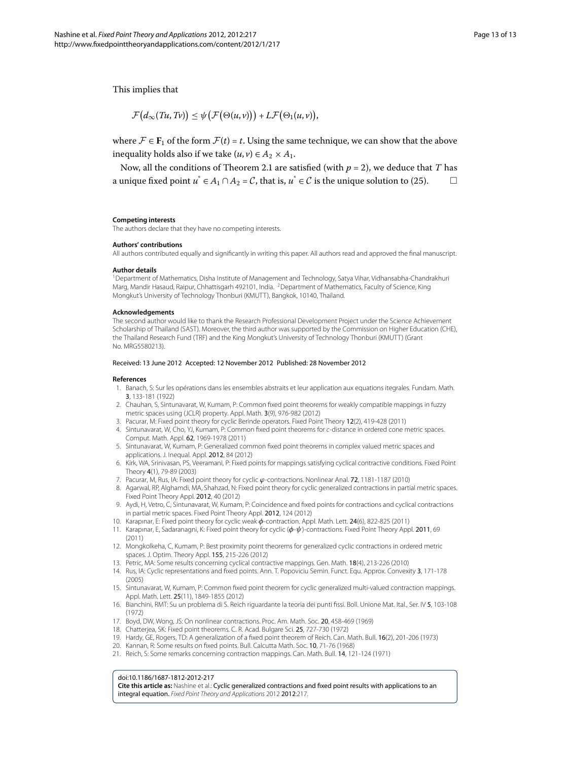This implies that

$$\mathcal{F}\big(d_\infty(Tu, Tv)\big) \le \psi\big(\mathcal{F}\big(\Theta(u,v)\big)\big) + L\mathcal{F}\big(\Theta_1(u,v)\big),$$

where $\mathcal{F} \in \mathbf{F}_1$ of the form $\mathcal{F}(t) = t$. Using the same technique, we can show that the above inequality holds also if we take $(u,v) \in A_2 \times A_1$.

Now, all the conditions of Theorem 2.1 are satisfied (with $p = 2$), we deduce that $T$ has a unique fixed point $u^* \in A_1 \cap A_2 = \mathcal{C}$, that is, $u^* \in \mathcal{C}$ is the unique solution to (25). □

**Competing interests**

The authors declare that they have no competing interests.

**Authors' contributions**

All authors contributed equally and significantly in writing this paper. All authors read and approved the final manuscript.

**Author details**

[1]Department of Mathematics, Disha Institute of Management and Technology, Satya Vihar, Vidhansabha-Chandrakhuri Marg, Mandir Hasaud, Raipur, Chhattisgarh 492101, India. [2]Department of Mathematics, Faculty of Science, King Mongkut's University of Technology Thonburi (KMUTT), Bangkok, 10140, Thailand.

**Acknowledgements**

The second author would like to thank the Research Professional Development Project under the Science Achievement Scholarship of Thailand (SAST). Moreover, the third author was supported by the Commission on Higher Education (CHE), the Thailand Research Fund (TRF) and the King Mongkut's University of Technology Thonburi (KMUTT) (Grant No. MRG5580213).

Received: 13 June 2012 Accepted: 12 November 2012 Published: 28 November 2012

**References**

1. Banach, S: Sur les opérations dans les ensembles abstraits et leur application aux equations itegrales. Fundam. Math. **3**, 133-181 (1922)
2. Chauhan, S, Sintunavarat, W, Kumam, P: Common fixed point theorems for weakly compatible mappings in fuzzy metric spaces using (JCLR) property. Appl. Math. **3**(9), 976-982 (2012)
3. Pacurar, M: Fixed point theory for cyclic Berinde operators. Fixed Point Theory **12**(2), 419-428 (2011)
4. Sintunavarat, W, Cho, YJ, Kumam, P: Common fixed point theorems for $c$-distance in ordered cone metric spaces. Comput. Math. Appl. **62**, 1969-1978 (2011)
5. Sintunavarat, W, Kumam, P: Generalized common fixed point theorems in complex valued metric spaces and applications. J. Inequal. Appl. **2012**, 84 (2012)
6. Kirk, WA, Srinivasan, PS, Veeramani, P: Fixed points for mappings satisfying cyclical contractive conditions. Fixed Point Theory **4**(1), 79-89 (2003)
7. Pacurar, M, Rus, IA: Fixed point theory for cyclic $\varphi$-contractions. Nonlinear Anal. **72**, 1181-1187 (2010)
8. Agarwal, RP, Alghamdi, MA, Shahzad, N: Fixed point theory for cyclic generalized contractions in partial metric spaces. Fixed Point Theory Appl. **2012**, 40 (2012)
9. Aydi, H, Vetro, C, Sintunavarat, W, Kumam, P: Coincidence and fixed points for contractions and cyclical contractions in partial metric spaces. Fixed Point Theory Appl. **2012**, 124 (2012)
10. Karapınar, E: Fixed point theory for cyclic weak $\phi$-contraction. Appl. Math. Lett. **24**(6), 822-825 (2011)
11. Karapınar, E, Sadaranagni, K: Fixed point theory for cyclic ($\phi$-$\psi$)-contractions. Fixed Point Theory Appl. **2011**, 69 (2011)
12. Mongkolkeha, C, Kumam, P: Best proximity point theorems for generalized cyclic contractions in ordered metric spaces. J. Optim. Theory Appl. **155**, 215-226 (2012)
13. Petric, MA: Some results concerning cyclical contractive mappings. Gen. Math. **18**(4), 213-226 (2010)
14. Rus, IA: Cyclic representations and fixed points. Ann. T. Popoviciu Semin. Funct. Equ. Approx. Convexity **3**, 171-178 (2005)
15. Sintunavarat, W, Kumam, P: Common fixed point theorem for cyclic generalized multi-valued contraction mappings. Appl. Math. Lett. **25**(11), 1849-1855 (2012)
16. Bianchini, RMT: Su un problema di S. Reich riguardante la teoria dei punti fissi. Boll. Unione Mat. Ital., Ser. IV **5**, 103-108 (1972)
17. Boyd, DW, Wong, JS: On nonlinear contractions. Proc. Am. Math. Soc. **20**, 458-469 (1969)
18. Chatterjea, SK: Fixed point theorems. C. R. Acad. Bulgare Sci. **25**, 727-730 (1972)
19. Hardy, GE, Rogers, TD: A generalization of a fixed point theorem of Reich. Can. Math. Bull. **16**(2), 201-206 (1973)
20. Kannan, R: Some results on fixed points. Bull. Calcutta Math. Soc. **10**, 71-76 (1968)
21. Reich, S: Some remarks concerning contraction mappings. Can. Math. Bull. **14**, 121-124 (1971)

doi:10.1186/1687-1812-2012-217

**Cite this article as:** Nashine et al.: Cyclic generalized contractions and fixed point results with applications to an integral equation. *Fixed Point Theory and Applications* 2012 **2012**:217.